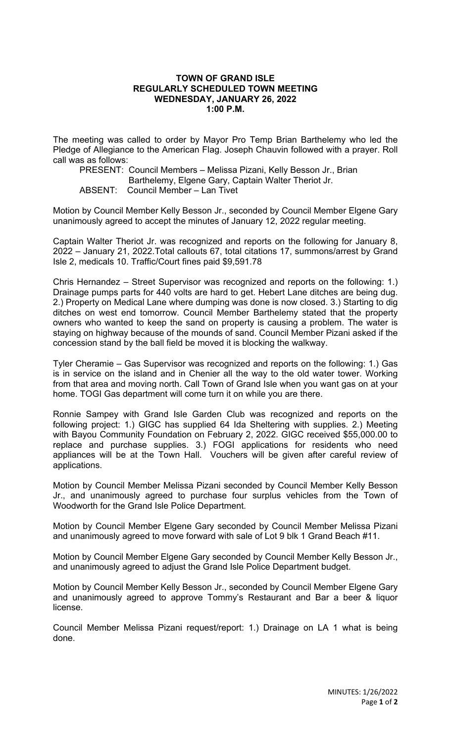# TOWN OF GRAND ISLE
## REGULARLY SCHEDULED TOWN MEETING
## WEDNESDAY, JANUARY 26, 2022
## 1:00 P.M.

The meeting was called to order by Mayor Pro Temp Brian Barthelemy who led the Pledge of Allegiance to the American Flag. Joseph Chauvin followed with a prayer. Roll call was as follows:

PRESENT: Council Members – Melissa Pizani, Kelly Besson Jr., Brian Barthelemy, Elgene Gary, Captain Walter Theriot Jr.
ABSENT: Council Member – Lan Tivet

Motion by Council Member Kelly Besson Jr., seconded by Council Member Elgene Gary unanimously agreed to accept the minutes of January 12, 2022 regular meeting.

Captain Walter Theriot Jr. was recognized and reports on the following for January 8, 2022 – January 21, 2022.Total callouts 67, total citations 17, summons/arrest by Grand Isle 2, medicals 10. Traffic/Court fines paid $9,591.78

Chris Hernandez – Street Supervisor was recognized and reports on the following: 1.) Drainage pumps parts for 440 volts are hard to get. Hebert Lane ditches are being dug. 2.) Property on Medical Lane where dumping was done is now closed. 3.) Starting to dig ditches on west end tomorrow. Council Member Barthelemy stated that the property owners who wanted to keep the sand on property is causing a problem. The water is staying on highway because of the mounds of sand. Council Member Pizani asked if the concession stand by the ball field be moved it is blocking the walkway.

Tyler Cheramie – Gas Supervisor was recognized and reports on the following: 1.) Gas is in service on the island and in Chenier all the way to the old water tower. Working from that area and moving north. Call Town of Grand Isle when you want gas on at your home. TOGI Gas department will come turn it on while you are there.

Ronnie Sampey with Grand Isle Garden Club was recognized and reports on the following project: 1.) GIGC has supplied 64 Ida Sheltering with supplies. 2.) Meeting with Bayou Community Foundation on February 2, 2022. GIGC received $55,000.00 to replace and purchase supplies. 3.) FOGI applications for residents who need appliances will be at the Town Hall. Vouchers will be given after careful review of applications.

Motion by Council Member Melissa Pizani seconded by Council Member Kelly Besson Jr., and unanimously agreed to purchase four surplus vehicles from the Town of Woodworth for the Grand Isle Police Department.

Motion by Council Member Elgene Gary seconded by Council Member Melissa Pizani and unanimously agreed to move forward with sale of Lot 9 blk 1 Grand Beach #11.

Motion by Council Member Elgene Gary seconded by Council Member Kelly Besson Jr., and unanimously agreed to adjust the Grand Isle Police Department budget.

Motion by Council Member Kelly Besson Jr., seconded by Council Member Elgene Gary and unanimously agreed to approve Tommy's Restaurant and Bar a beer & liquor license.

Council Member Melissa Pizani request/report: 1.) Drainage on LA 1 what is being done.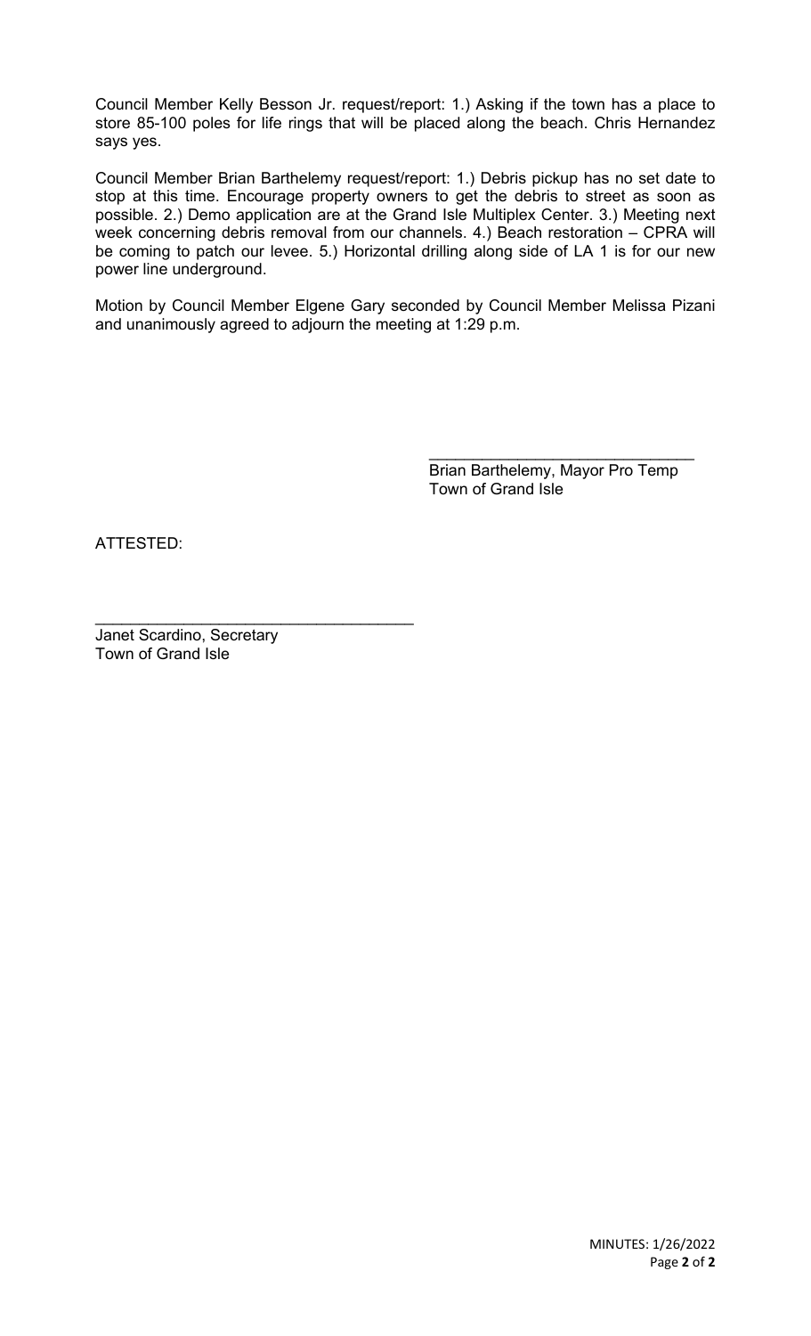Council Member Kelly Besson Jr. request/report: 1.) Asking if the town has a place to store 85-100 poles for life rings that will be placed along the beach. Chris Hernandez says yes.

Council Member Brian Barthelemy request/report: 1.) Debris pickup has no set date to stop at this time. Encourage property owners to get the debris to street as soon as possible. 2.) Demo application are at the Grand Isle Multiplex Center. 3.) Meeting next week concerning debris removal from our channels. 4.) Beach restoration – CPRA will be coming to patch our levee. 5.) Horizontal drilling along side of LA 1 is for our new power line underground.

Motion by Council Member Elgene Gary seconded by Council Member Melissa Pizani and unanimously agreed to adjourn the meeting at 1:29 p.m.

______________________________
Brian Barthelemy, Mayor Pro Temp
Town of Grand Isle

ATTESTED:

____________________________________
Janet Scardino, Secretary
Town of Grand Isle

MINUTES: 1/26/2022